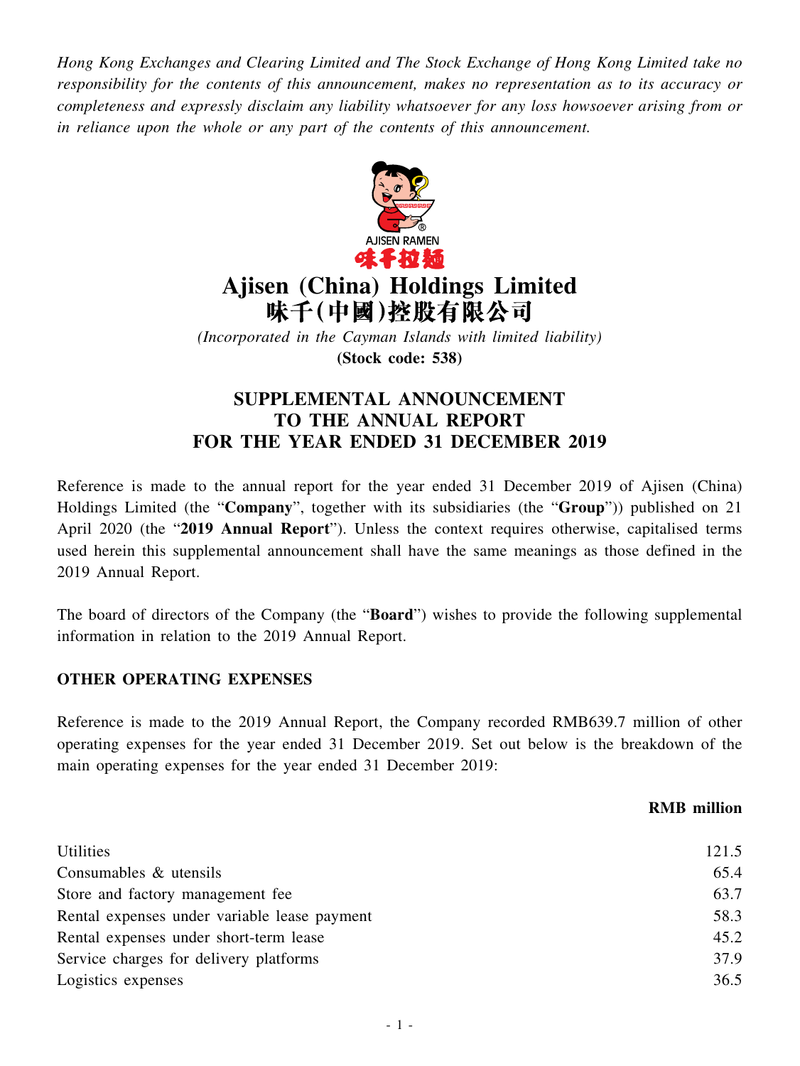*Hong Kong Exchanges and Clearing Limited and The Stock Exchange of Hong Kong Limited take no responsibility for the contents of this announcement, makes no representation as to its accuracy or completeness and expressly disclaim any liability whatsoever for any loss howsoever arising from or in reliance upon the whole or any part of the contents of this announcement.*

# Ajisen (China) Holdings Limited
# 味千(中國)控股有限公司

*(Incorporated in the Cayman Islands with limited liability)*

**(Stock code: 538)**

## SUPPLEMENTAL ANNOUNCEMENT TO THE ANNUAL REPORT FOR THE YEAR ENDED 31 DECEMBER 2019

Reference is made to the annual report for the year ended 31 December 2019 of Ajisen (China) Holdings Limited (the "**Company**", together with its subsidiaries (the "**Group**")) published on 21 April 2020 (the "**2019 Annual Report**"). Unless the context requires otherwise, capitalised terms used herein this supplemental announcement shall have the same meanings as those defined in the 2019 Annual Report.

The board of directors of the Company (the "**Board**") wishes to provide the following supplemental information in relation to the 2019 Annual Report.

### OTHER OPERATING EXPENSES

Reference is made to the 2019 Annual Report, the Company recorded RMB639.7 million of other operating expenses for the year ended 31 December 2019. Set out below is the breakdown of the main operating expenses for the year ended 31 December 2019:

| | **RMB million** |
|---|---|
| Utilities | 121.5 |
| Consumables & utensils | 65.4 |
| Store and factory management fee | 63.7 |
| Rental expenses under variable lease payment | 58.3 |
| Rental expenses under short-term lease | 45.2 |
| Service charges for delivery platforms | 37.9 |
| Logistics expenses | 36.5 |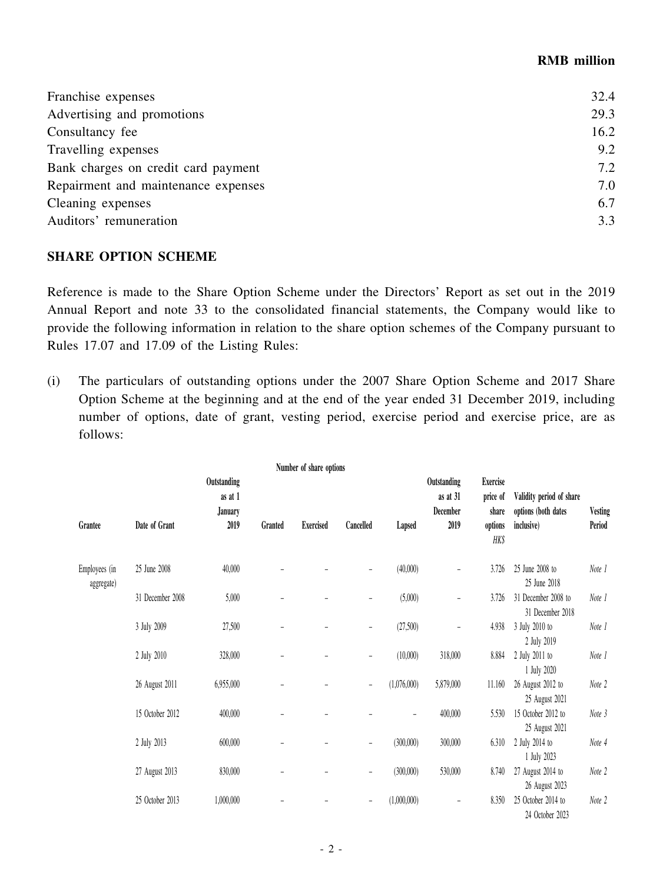| | RMB million |
|---|---|
| Franchise expenses | 32.4 |
| Advertising and promotions | 29.3 |
| Consultancy fee | 16.2 |
| Travelling expenses | 9.2 |
| Bank charges on credit card payment | 7.2 |
| Repairment and maintenance expenses | 7.0 |
| Cleaning expenses | 6.7 |
| Auditors' remuneration | 3.3 |

## SHARE OPTION SCHEME

Reference is made to the Share Option Scheme under the Directors' Report as set out in the 2019 Annual Report and note 33 to the consolidated financial statements, the Company would like to provide the following information in relation to the share option schemes of the Company pursuant to Rules 17.07 and 17.09 of the Listing Rules:

(i) The particulars of outstanding options under the 2007 Share Option Scheme and 2017 Share Option Scheme at the beginning and at the end of the year ended 31 December 2019, including number of options, date of grant, vesting period, exercise period and exercise price, are as follows:

| | | Number of share options | | | | | | | | |
|---|---|---|---|---|---|---|---|---|---|---|
| Grantee | Date of Grant | Outstanding as at 1 January 2019 | Granted | Exercised | Cancelled | Lapsed | Outstanding as at 31 December 2019 | Exercise price of share options *HK$* | Validity period of share options (both dates inclusive) | Vesting Period |
| Employees (in aggregate) | 25 June 2008 | 40,000 | – | – | – | (40,000) | – | 3.726 | 25 June 2008 to 25 June 2018 | *Note 1* |
| | 31 December 2008 | 5,000 | – | – | – | (5,000) | – | 3.726 | 31 December 2008 to 31 December 2018 | *Note 1* |
| | 3 July 2009 | 27,500 | – | – | – | (27,500) | – | 4.938 | 3 July 2010 to 2 July 2019 | *Note 1* |
| | 2 July 2010 | 328,000 | – | – | – | (10,000) | 318,000 | 8.884 | 2 July 2011 to 1 July 2020 | *Note 1* |
| | 26 August 2011 | 6,955,000 | – | – | – | (1,076,000) | 5,879,000 | 11.160 | 26 August 2012 to 25 August 2021 | *Note 2* |
| | 15 October 2012 | 400,000 | – | – | – | – | 400,000 | 5.530 | 15 October 2012 to 25 August 2021 | *Note 3* |
| | 2 July 2013 | 600,000 | – | – | – | (300,000) | 300,000 | 6.310 | 2 July 2014 to 1 July 2023 | *Note 4* |
| | 27 August 2013 | 830,000 | – | – | – | (300,000) | 530,000 | 8.740 | 27 August 2014 to 26 August 2023 | *Note 2* |
| | 25 October 2013 | 1,000,000 | – | – | – | (1,000,000) | – | 8.350 | 25 October 2014 to 24 October 2023 | *Note 2* |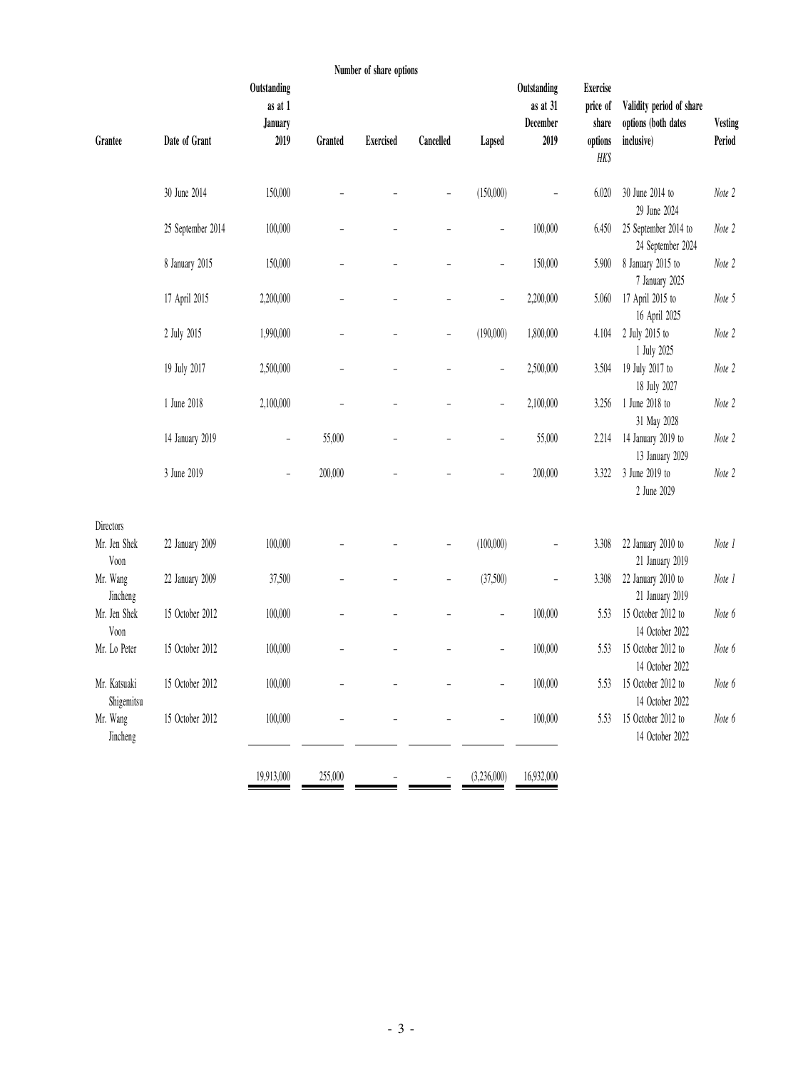| Grantee | Date of Grant | Number of share options<br>Outstanding as at 1 January 2019 | Granted | Exercised | Cancelled | Lapsed | Outstanding as at 31 December 2019 | Exercise price of share options HK$ | Validity period of share options (both dates inclusive) | Vesting Period |
|---|---|---|---|---|---|---|---|---|---|---|
| | 30 June 2014 | 150,000 | – | – | – | (150,000) | – | 6.020 | 30 June 2014 to 29 June 2024 | *Note 2* |
| | 25 September 2014 | 100,000 | – | – | – | – | 100,000 | 6.450 | 25 September 2014 to 24 September 2024 | *Note 2* |
| | 8 January 2015 | 150,000 | – | – | – | – | 150,000 | 5.900 | 8 January 2015 to 7 January 2025 | *Note 2* |
| | 17 April 2015 | 2,200,000 | – | – | – | – | 2,200,000 | 5.060 | 17 April 2015 to 16 April 2025 | *Note 5* |
| | 2 July 2015 | 1,990,000 | – | – | – | (190,000) | 1,800,000 | 4.104 | 2 July 2015 to 1 July 2025 | *Note 2* |
| | 19 July 2017 | 2,500,000 | – | – | – | – | 2,500,000 | 3.504 | 19 July 2017 to 18 July 2027 | *Note 2* |
| | 1 June 2018 | 2,100,000 | – | – | – | – | 2,100,000 | 3.256 | 1 June 2018 to 31 May 2028 | *Note 2* |
| | 14 January 2019 | – | 55,000 | – | – | – | 55,000 | 2.214 | 14 January 2019 to 13 January 2029 | *Note 2* |
| | 3 June 2019 | – | 200,000 | – | – | – | 200,000 | 3.322 | 3 June 2019 to 2 June 2029 | *Note 2* |
| Directors | | | | | | | | | | |
| Mr. Jen Shek Voon | 22 January 2009 | 100,000 | – | – | – | (100,000) | – | 3.308 | 22 January 2010 to 21 January 2019 | *Note 1* |
| Mr. Wang Jincheng | 22 January 2009 | 37,500 | – | – | – | (37,500) | – | 3.308 | 22 January 2010 to 21 January 2019 | *Note 1* |
| Mr. Jen Shek Voon | 15 October 2012 | 100,000 | – | – | – | – | 100,000 | 5.53 | 15 October 2012 to 14 October 2022 | *Note 6* |
| Mr. Lo Peter | 15 October 2012 | 100,000 | – | – | – | – | 100,000 | 5.53 | 15 October 2012 to 14 October 2022 | *Note 6* |
| Mr. Katsuaki Shigemitsu | 15 October 2012 | 100,000 | – | – | – | – | 100,000 | 5.53 | 15 October 2012 to 14 October 2022 | *Note 6* |
| Mr. Wang Jincheng | 15 October 2012 | 100,000 | – | – | – | – | 100,000 | 5.53 | 15 October 2012 to 14 October 2022 | *Note 6* |
| | | 19,913,000 | 255,000 | – | – | (3,236,000) | 16,932,000 | | | |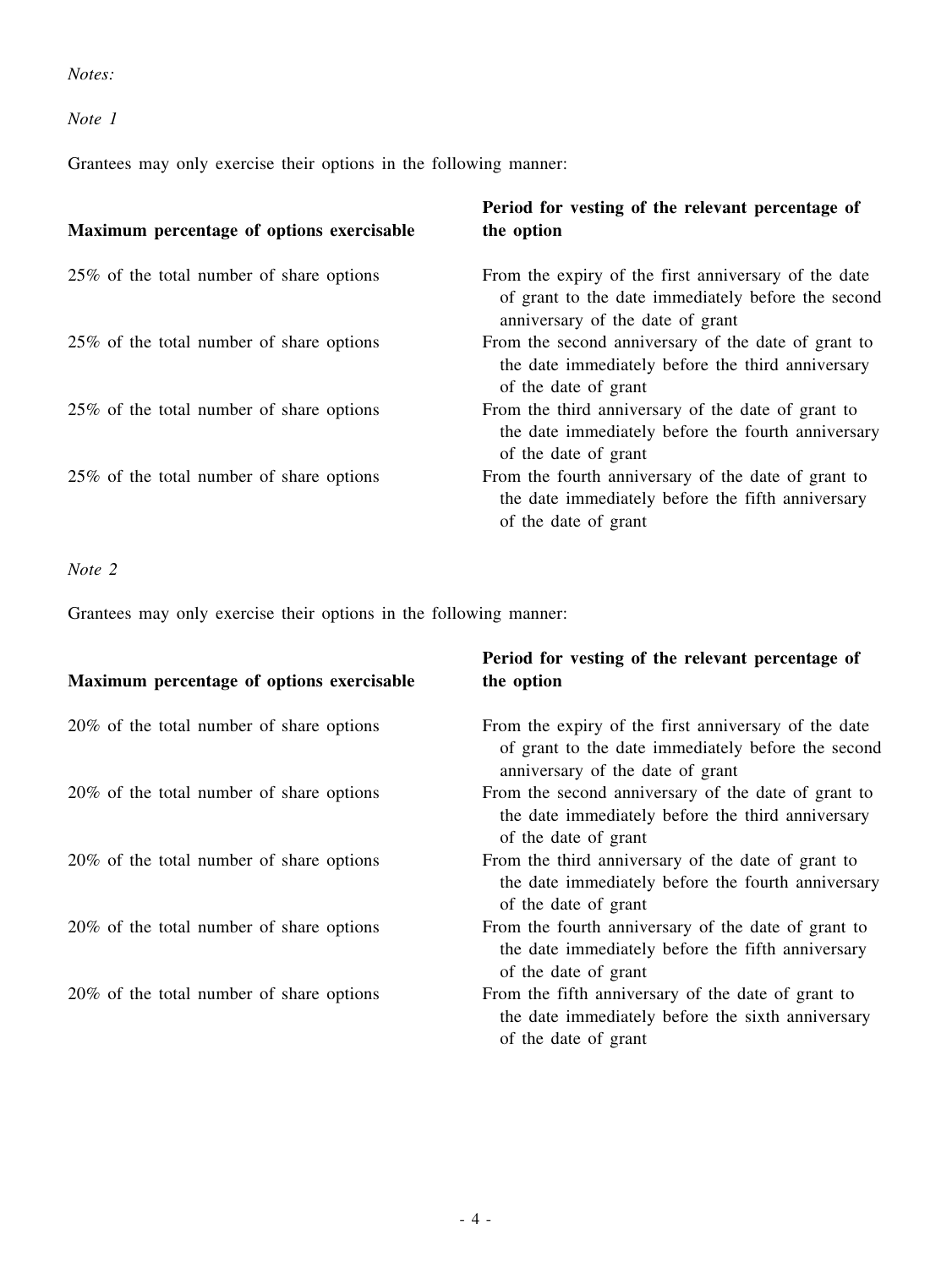*Notes:*

*Note 1*

Grantees may only exercise their options in the following manner:

| Maximum percentage of options exercisable | Period for vesting of the relevant percentage of the option |
|---|---|
| 25% of the total number of share options | From the expiry of the first anniversary of the date of grant to the date immediately before the second anniversary of the date of grant |
| 25% of the total number of share options | From the second anniversary of the date of grant to the date immediately before the third anniversary of the date of grant |
| 25% of the total number of share options | From the third anniversary of the date of grant to the date immediately before the fourth anniversary of the date of grant |
| 25% of the total number of share options | From the fourth anniversary of the date of grant to the date immediately before the fifth anniversary of the date of grant |

*Note 2*

Grantees may only exercise their options in the following manner:

| Maximum percentage of options exercisable | Period for vesting of the relevant percentage of the option |
|---|---|
| 20% of the total number of share options | From the expiry of the first anniversary of the date of grant to the date immediately before the second anniversary of the date of grant |
| 20% of the total number of share options | From the second anniversary of the date of grant to the date immediately before the third anniversary of the date of grant |
| 20% of the total number of share options | From the third anniversary of the date of grant to the date immediately before the fourth anniversary of the date of grant |
| 20% of the total number of share options | From the fourth anniversary of the date of grant to the date immediately before the fifth anniversary of the date of grant |
| 20% of the total number of share options | From the fifth anniversary of the date of grant to the date immediately before the sixth anniversary of the date of grant |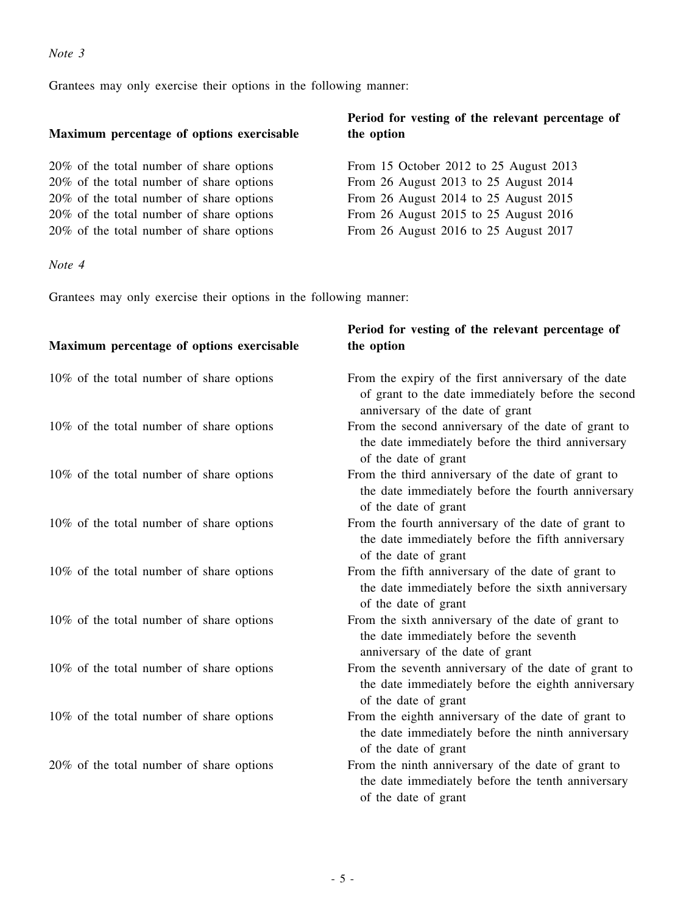*Note 3*

Grantees may only exercise their options in the following manner:

| Maximum percentage of options exercisable | Period for vesting of the relevant percentage of the option |
|---|---|
| 20% of the total number of share options | From 15 October 2012 to 25 August 2013 |
| 20% of the total number of share options | From 26 August 2013 to 25 August 2014 |
| 20% of the total number of share options | From 26 August 2014 to 25 August 2015 |
| 20% of the total number of share options | From 26 August 2015 to 25 August 2016 |
| 20% of the total number of share options | From 26 August 2016 to 25 August 2017 |

*Note 4*

Grantees may only exercise their options in the following manner:

| Maximum percentage of options exercisable | Period for vesting of the relevant percentage of the option |
|---|---|
| 10% of the total number of share options | From the expiry of the first anniversary of the date of grant to the date immediately before the second anniversary of the date of grant |
| 10% of the total number of share options | From the second anniversary of the date of grant to the date immediately before the third anniversary of the date of grant |
| 10% of the total number of share options | From the third anniversary of the date of grant to the date immediately before the fourth anniversary of the date of grant |
| 10% of the total number of share options | From the fourth anniversary of the date of grant to the date immediately before the fifth anniversary of the date of grant |
| 10% of the total number of share options | From the fifth anniversary of the date of grant to the date immediately before the sixth anniversary of the date of grant |
| 10% of the total number of share options | From the sixth anniversary of the date of grant to the date immediately before the seventh anniversary of the date of grant |
| 10% of the total number of share options | From the seventh anniversary of the date of grant to the date immediately before the eighth anniversary of the date of grant |
| 10% of the total number of share options | From the eighth anniversary of the date of grant to the date immediately before the ninth anniversary of the date of grant |
| 20% of the total number of share options | From the ninth anniversary of the date of grant to the date immediately before the tenth anniversary of the date of grant |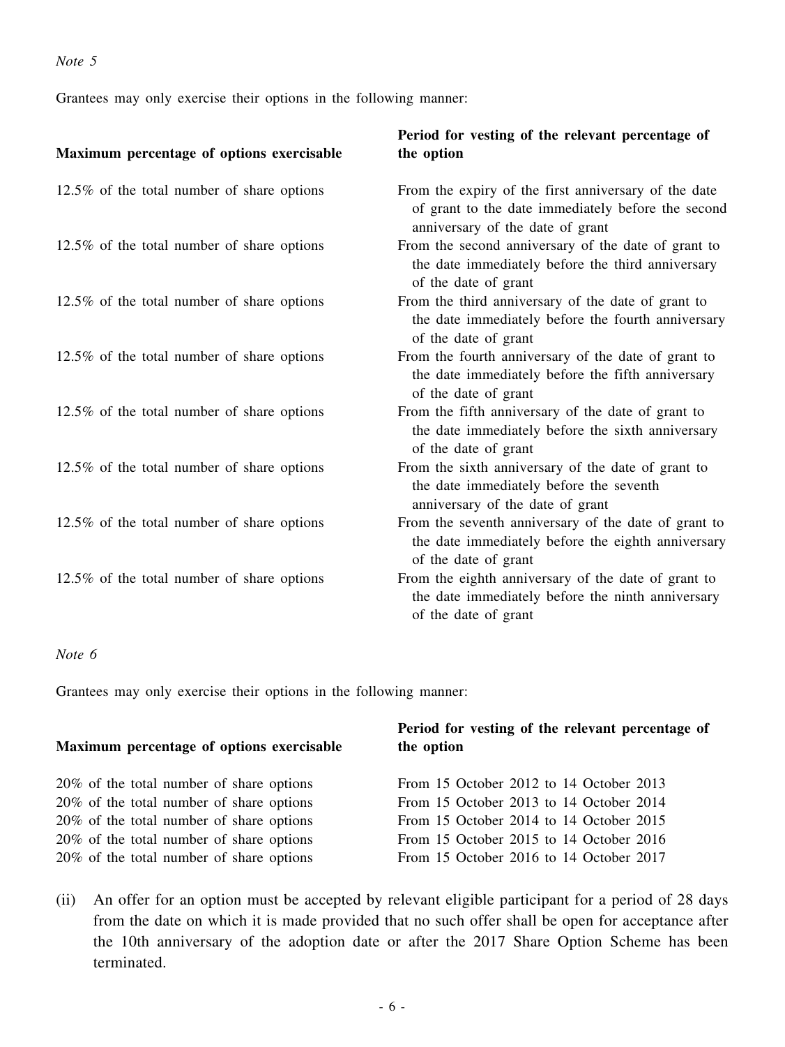*Note 5*

Grantees may only exercise their options in the following manner:

| Maximum percentage of options exercisable | Period for vesting of the relevant percentage of the option |
|---|---|
| 12.5% of the total number of share options | From the expiry of the first anniversary of the date of grant to the date immediately before the second anniversary of the date of grant |
| 12.5% of the total number of share options | From the second anniversary of the date of grant to the date immediately before the third anniversary of the date of grant |
| 12.5% of the total number of share options | From the third anniversary of the date of grant to the date immediately before the fourth anniversary of the date of grant |
| 12.5% of the total number of share options | From the fourth anniversary of the date of grant to the date immediately before the fifth anniversary of the date of grant |
| 12.5% of the total number of share options | From the fifth anniversary of the date of grant to the date immediately before the sixth anniversary of the date of grant |
| 12.5% of the total number of share options | From the sixth anniversary of the date of grant to the date immediately before the seventh anniversary of the date of grant |
| 12.5% of the total number of share options | From the seventh anniversary of the date of grant to the date immediately before the eighth anniversary of the date of grant |
| 12.5% of the total number of share options | From the eighth anniversary of the date of grant to the date immediately before the ninth anniversary of the date of grant |

*Note 6*

Grantees may only exercise their options in the following manner:

| Maximum percentage of options exercisable | Period for vesting of the relevant percentage of the option |
|---|---|
| 20% of the total number of share options | From 15 October 2012 to 14 October 2013 |
| 20% of the total number of share options | From 15 October 2013 to 14 October 2014 |
| 20% of the total number of share options | From 15 October 2014 to 14 October 2015 |
| 20% of the total number of share options | From 15 October 2015 to 14 October 2016 |
| 20% of the total number of share options | From 15 October 2016 to 14 October 2017 |

(ii) An offer for an option must be accepted by relevant eligible participant for a period of 28 days from the date on which it is made provided that no such offer shall be open for acceptance after the 10th anniversary of the adoption date or after the 2017 Share Option Scheme has been terminated.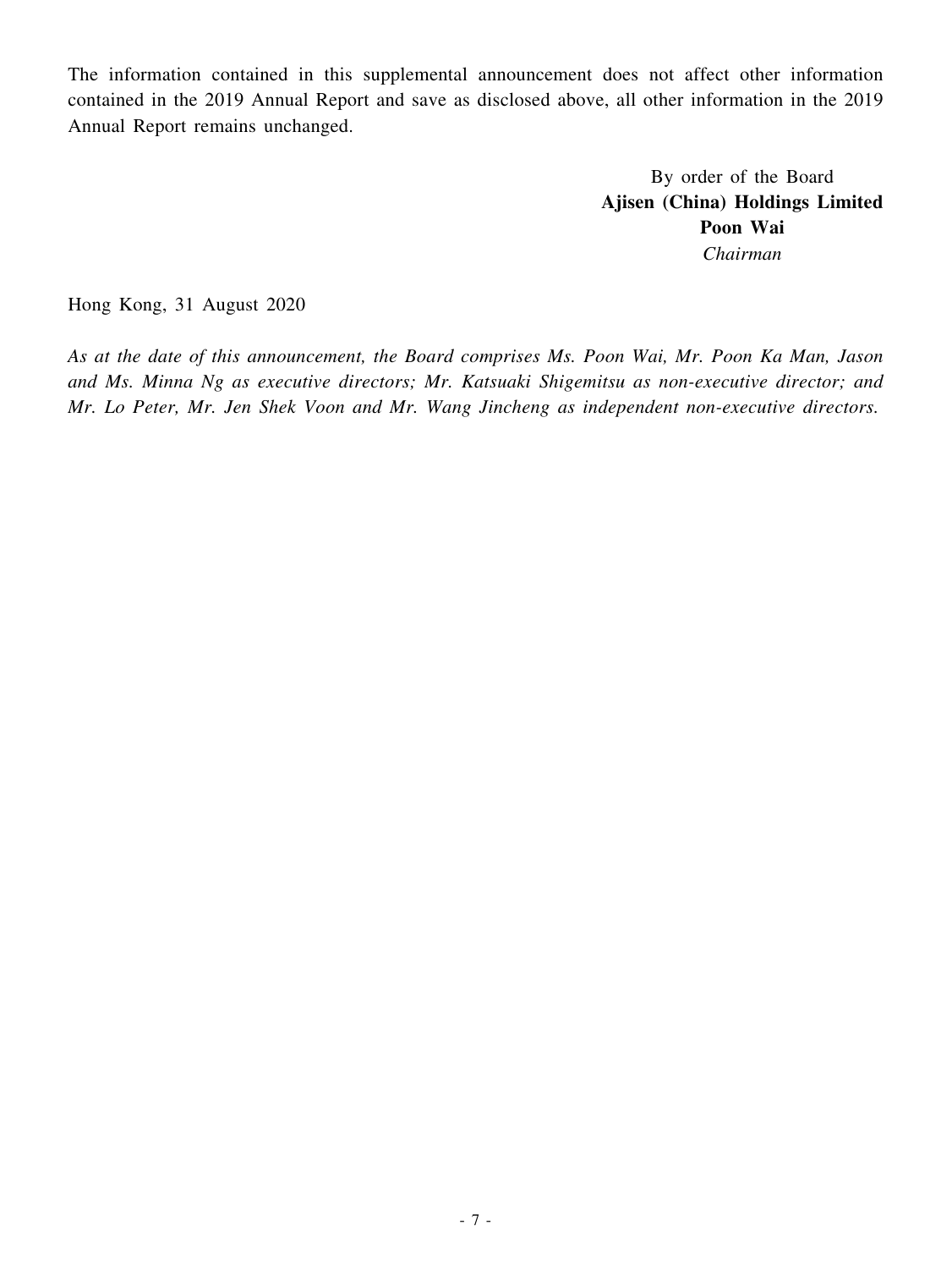The information contained in this supplemental announcement does not affect other information contained in the 2019 Annual Report and save as disclosed above, all other information in the 2019 Annual Report remains unchanged.

By order of the Board
**Ajisen (China) Holdings Limited**
**Poon Wai**
*Chairman*

Hong Kong, 31 August 2020

*As at the date of this announcement, the Board comprises Ms. Poon Wai, Mr. Poon Ka Man, Jason and Ms. Minna Ng as executive directors; Mr. Katsuaki Shigemitsu as non-executive director; and Mr. Lo Peter, Mr. Jen Shek Voon and Mr. Wang Jincheng as independent non-executive directors.*